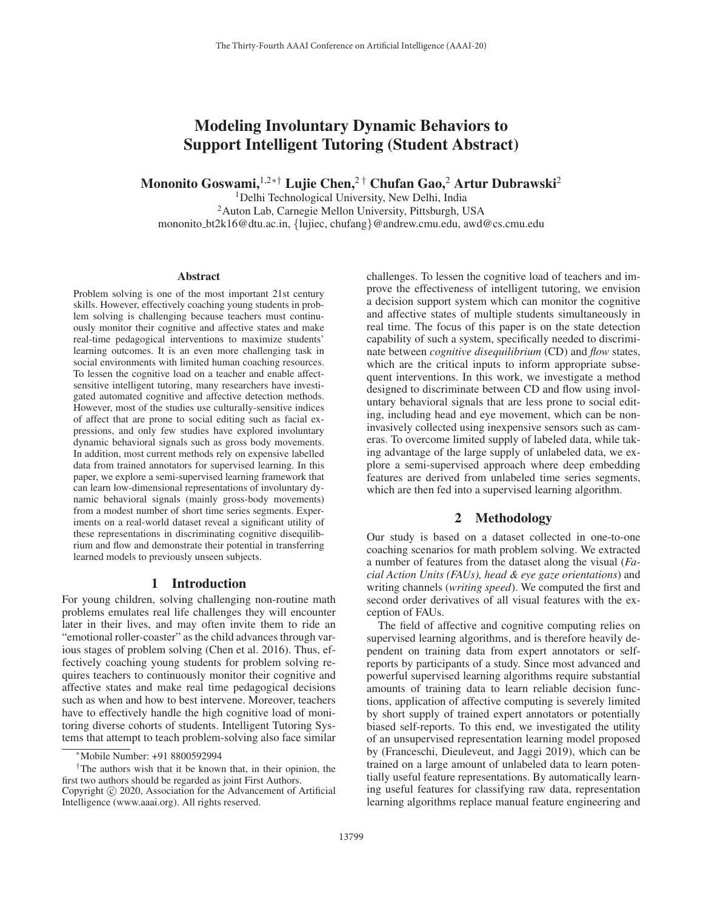# Modeling Involuntary Dynamic Behaviors to Support Intelligent Tutoring (Student Abstract)

**Mononito Goswami,**[1,2*†] **Lujie Chen,**[2 †] **Chufan Gao,**[2] **Artur Dubrawski**[2]

[1]Delhi Technological University, New Delhi, India
[2]Auton Lab, Carnegie Mellon University, Pittsburgh, USA
mononito_bt2k16@dtu.ac.in, {lujiec, chufang}@andrew.cmu.edu, awd@cs.cmu.edu

### Abstract

Problem solving is one of the most important 21st century skills. However, effectively coaching young students in problem solving is challenging because teachers must continuously monitor their cognitive and affective states and make real-time pedagogical interventions to maximize students' learning outcomes. It is an even more challenging task in social environments with limited human coaching resources. To lessen the cognitive load on a teacher and enable affect-sensitive intelligent tutoring, many researchers have investigated automated cognitive and affective detection methods. However, most of the studies use culturally-sensitive indices of affect that are prone to social editing such as facial expressions, and only few studies have explored involuntary dynamic behavioral signals such as gross body movements. In addition, most current methods rely on expensive labelled data from trained annotators for supervised learning. In this paper, we explore a semi-supervised learning framework that can learn low-dimensional representations of involuntary dynamic behavioral signals (mainly gross-body movements) from a modest number of short time series segments. Experiments on a real-world dataset reveal a significant utility of these representations in discriminating cognitive disequilibrium and flow and demonstrate their potential in transferring learned models to previously unseen subjects.

## 1 Introduction

For young children, solving challenging non-routine math problems emulates real life challenges they will encounter later in their lives, and may often invite them to ride an "emotional roller-coaster" as the child advances through various stages of problem solving (Chen et al. 2016). Thus, effectively coaching young students for problem solving requires teachers to continuously monitor their cognitive and affective states and make real time pedagogical decisions such as when and how to best intervene. Moreover, teachers have to effectively handle the high cognitive load of monitoring diverse cohorts of students. Intelligent Tutoring Systems that attempt to teach problem-solving also face similar challenges. To lessen the cognitive load of teachers and improve the effectiveness of intelligent tutoring, we envision a decision support system which can monitor the cognitive and affective states of multiple students simultaneously in real time. The focus of this paper is on the state detection capability of such a system, specifically needed to discriminate between *cognitive disequilibrium* (CD) and *flow* states, which are the critical inputs to inform appropriate subsequent interventions. In this work, we investigate a method designed to discriminate between CD and flow using involuntary behavioral signals that are less prone to social editing, including head and eye movement, which can be non-invasively collected using inexpensive sensors such as cameras. To overcome limited supply of labeled data, while taking advantage of the large supply of unlabeled data, we explore a semi-supervised approach where deep embedding features are derived from unlabeled time series segments, which are then fed into a supervised learning algorithm.

## 2 Methodology

Our study is based on a dataset collected in one-to-one coaching scenarios for math problem solving. We extracted a number of features from the dataset along the visual (*Facial Action Units (FAUs), head & eye gaze orientations*) and writing channels (*writing speed*). We computed the first and second order derivatives of all visual features with the exception of FAUs.

The field of affective and cognitive computing relies on supervised learning algorithms, and is therefore heavily dependent on training data from expert annotators or self-reports by participants of a study. Since most advanced and powerful supervised learning algorithms require substantial amounts of training data to learn reliable decision functions, application of affective computing is severely limited by short supply of trained expert annotators or potentially biased self-reports. To this end, we investigated the utility of an unsupervised representation learning model proposed by (Franceschi, Dieuleveut, and Jaggi 2019), which can be trained on a large amount of unlabeled data to learn potentially useful feature representations. By automatically learning useful features for classifying raw data, representation learning algorithms replace manual feature engineering and

---

*Mobile Number: +91 8800592994

†The authors wish that it be known that, in their opinion, the first two authors should be regarded as joint First Authors.

Copyright © 2020, Association for the Advancement of Artificial Intelligence (www.aaai.org). All rights reserved.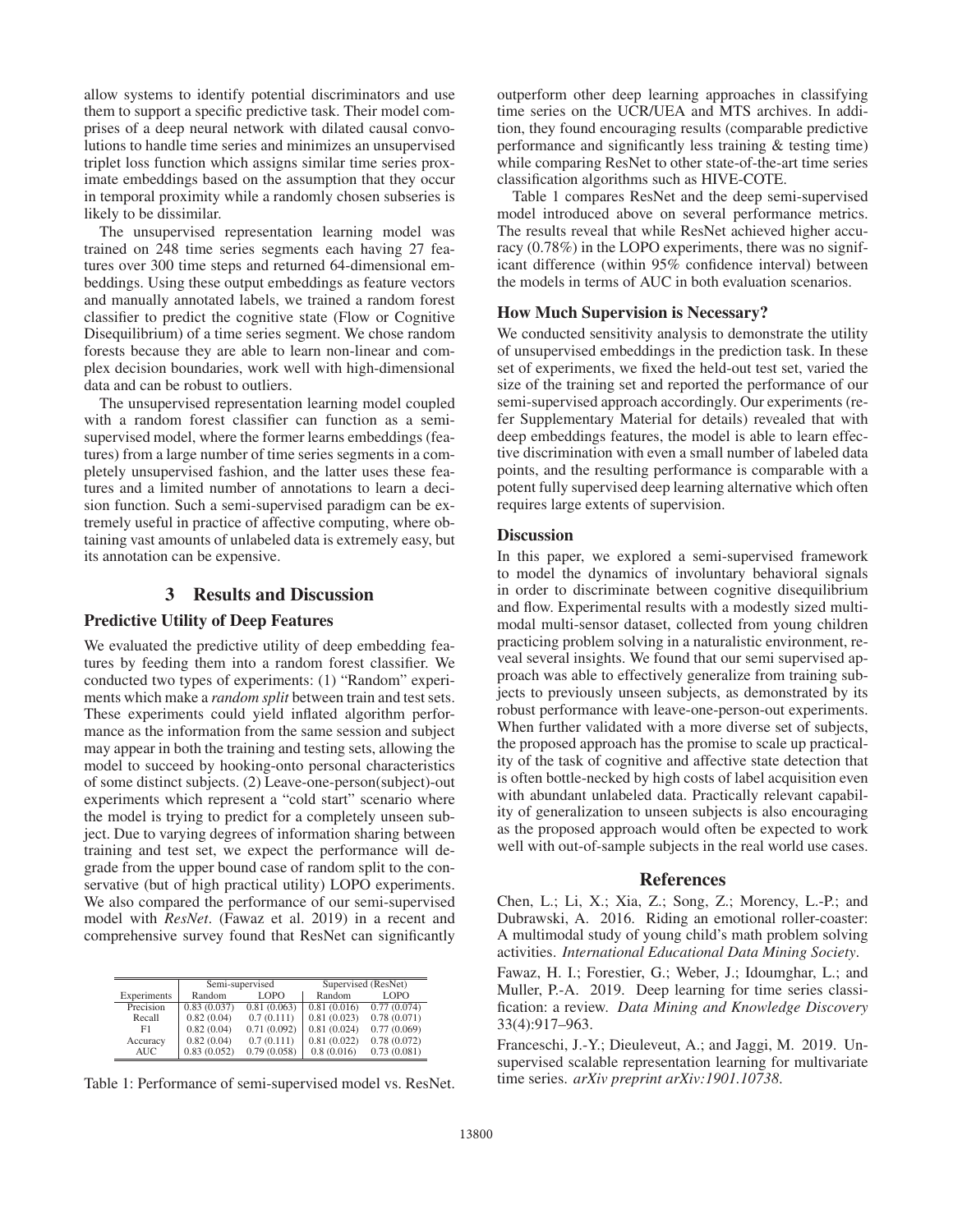allow systems to identify potential discriminators and use them to support a specific predictive task. Their model comprises of a deep neural network with dilated causal convolutions to handle time series and minimizes an unsupervised triplet loss function which assigns similar time series proximate embeddings based on the assumption that they occur in temporal proximity while a randomly chosen subseries is likely to be dissimilar.

The unsupervised representation learning model was trained on 248 time series segments each having 27 features over 300 time steps and returned 64-dimensional embeddings. Using these output embeddings as feature vectors and manually annotated labels, we trained a random forest classifier to predict the cognitive state (Flow or Cognitive Disequilibrium) of a time series segment. We chose random forests because they are able to learn non-linear and complex decision boundaries, work well with high-dimensional data and can be robust to outliers.

The unsupervised representation learning model coupled with a random forest classifier can function as a semi-supervised model, where the former learns embeddings (features) from a large number of time series segments in a completely unsupervised fashion, and the latter uses these features and a limited number of annotations to learn a decision function. Such a semi-supervised paradigm can be extremely useful in practice of affective computing, where obtaining vast amounts of unlabeled data is extremely easy, but its annotation can be expensive.

## 3 Results and Discussion

### Predictive Utility of Deep Features

We evaluated the predictive utility of deep embedding features by feeding them into a random forest classifier. We conducted two types of experiments: (1) "Random" experiments which make a *random split* between train and test sets. These experiments could yield inflated algorithm performance as the information from the same session and subject may appear in both the training and testing sets, allowing the model to succeed by hooking-onto personal characteristics of some distinct subjects. (2) Leave-one-person(subject)-out experiments which represent a "cold start" scenario where the model is trying to predict for a completely unseen subject. Due to varying degrees of information sharing between training and test set, we expect the performance will degrade from the upper bound case of random split to the conservative (but of high practical utility) LOPO experiments. We also compared the performance of our semi-supervised model with *ResNet*. (Fawaz et al. 2019) in a recent and comprehensive survey found that ResNet can significantly outperform other deep learning approaches in classifying time series on the UCR/UEA and MTS archives. In addition, they found encouraging results (comparable predictive performance and significantly less training & testing time) while comparing ResNet to other state-of-the-art time series classification algorithms such as HIVE-COTE.

| | Semi-supervised | | Supervised (ResNet) | |
|---|---|---|---|---|
| Experiments | Random | LOPO | Random | LOPO |
| Precision | 0.83 (0.037) | 0.81 (0.063) | 0.81 (0.016) | 0.77 (0.074) |
| Recall | 0.82 (0.04) | 0.7 (0.111) | 0.81 (0.023) | 0.78 (0.071) |
| F1 | 0.82 (0.04) | 0.71 (0.092) | 0.81 (0.024) | 0.77 (0.069) |
| Accuracy | 0.82 (0.04) | 0.7 (0.111) | 0.81 (0.022) | 0.78 (0.072) |
| AUC | 0.83 (0.052) | 0.79 (0.058) | 0.8 (0.016) | 0.73 (0.081) |

Table 1: Performance of semi-supervised model vs. ResNet.

Table 1 compares ResNet and the deep semi-supervised model introduced above on several performance metrics. The results reveal that while ResNet achieved higher accuracy (0.78%) in the LOPO experiments, there was no significant difference (within 95% confidence interval) between the models in terms of AUC in both evaluation scenarios.

### How Much Supervision is Necessary?

We conducted sensitivity analysis to demonstrate the utility of unsupervised embeddings in the prediction task. In these set of experiments, we fixed the held-out test set, varied the size of the training set and reported the performance of our semi-supervised approach accordingly. Our experiments (refer Supplementary Material for details) revealed that with deep embeddings features, the model is able to learn effective discrimination with even a small number of labeled data points, and the resulting performance is comparable with a potent fully supervised deep learning alternative which often requires large extents of supervision.

### Discussion

In this paper, we explored a semi-supervised framework to model the dynamics of involuntary behavioral signals in order to discriminate between cognitive disequilibrium and flow. Experimental results with a modestly sized multimodal multi-sensor dataset, collected from young children practicing problem solving in a naturalistic environment, reveal several insights. We found that our semi supervised approach was able to effectively generalize from training subjects to previously unseen subjects, as demonstrated by its robust performance with leave-one-person-out experiments. When further validated with a more diverse set of subjects, the proposed approach has the promise to scale up practicality of the task of cognitive and affective state detection that is often bottle-necked by high costs of label acquisition even with abundant unlabeled data. Practically relevant capability of generalization to unseen subjects is also encouraging as the proposed approach would often be expected to work well with out-of-sample subjects in the real world use cases.

## References

Chen, L.; Li, X.; Xia, Z.; Song, Z.; Morency, L.-P.; and Dubrawski, A. 2016. Riding an emotional roller-coaster: A multimodal study of young child's math problem solving activities. *International Educational Data Mining Society*.

Fawaz, H. I.; Forestier, G.; Weber, J.; Idoumghar, L.; and Muller, P.-A. 2019. Deep learning for time series classification: a review. *Data Mining and Knowledge Discovery* 33(4):917–963.

Franceschi, J.-Y.; Dieuleveut, A.; and Jaggi, M. 2019. Unsupervised scalable representation learning for multivariate time series. *arXiv preprint arXiv:1901.10738*.